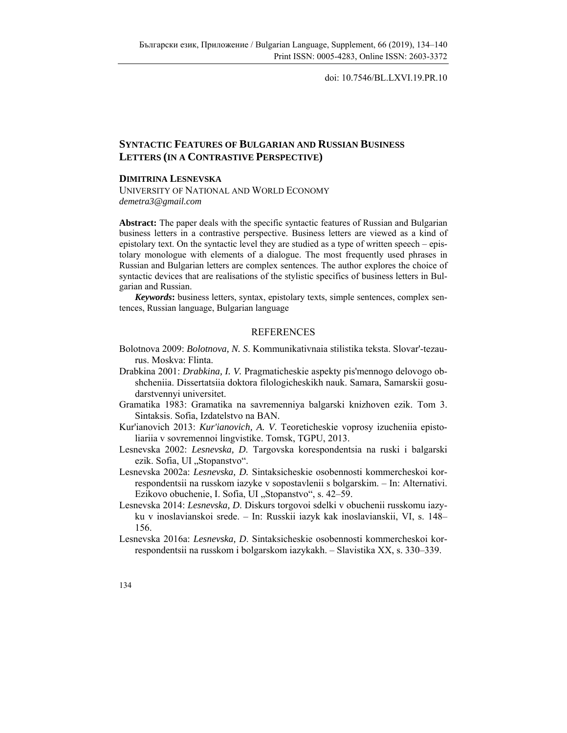doi: 10.7546/BL.LXVI.19.PR.10

# SYNTACTIC FEATURES OF BULGARIAN AND RUSSIAN BUSINESS LETTERS (IN A CONTRASTIVE PERSPECTIVE)

**DIMITRINA LESNEVSKA**
UNIVERSITY OF NATIONAL AND WORLD ECONOMY
*demetra3@gmail.com*

**Abstract:** The paper deals with the specific syntactic features of Russian and Bulgarian business letters in a contrastive perspective. Business letters are viewed as a kind of epistolary text. On the syntactic level they are studied as a type of written speech – epistolary monologue with elements of a dialogue. The most frequently used phrases in Russian and Bulgarian letters are complex sentences. The author explores the choice of syntactic devices that are realisations of the stylistic specifics of business letters in Bulgarian and Russian.

***Keywords*:** business letters, syntax, epistolary texts, simple sentences, complex sentences, Russian language, Bulgarian language

## REFERENCES

Bolotnova 2009: *Bolotnova, N. S*. Kommunikativnaia stilistika teksta. Slovar'-tezaurus. Moskva: Flinta.

Drabkina 2001: *Drabkina, I. V.* Pragmaticheskie aspekty pis'mennogo delovogo obshcheniia. Dissertatsiia doktora filologicheskikh nauk. Samara, Samarskii gosudarstvennyi universitet.

Gramatika 1983: Gramatika na savremenniya balgarski knizhoven ezik. Tom 3. Sintaksis. Sofia, Izdatelstvo na BAN.

Kur'ianovich 2013: *Kur'ianovich, A. V.* Teoreticheskie voprosy izucheniia epistoliariia v sovremennoi lingvistike. Tomsk, TGPU, 2013.

Lesnevska 2002: *Lesnevska, D*. Targovska korespondentsia na ruski i balgarski ezik. Sofia, UI „Stopanstvo".

Lesnevska 2002a: *Lesnevska, D.* Sintaksicheskie osobennosti kommercheskoi korrespondentsii na russkom iazyke v sopostavlenii s bolgarskim. – In: Alternativi. Ezikovo obuchenie, I. Sofia, UI „Stopanstvo", s. 42–59.

Lesnevska 2014: *Lesnevska, D*. Diskurs torgovoi sdelki v obuchenii russkomu iazyku v inoslavianskoi srede. – In: Russkii iazyk kak inoslavianskii, VI, s. 148–156.

Lesnevska 2016a: *Lesnevska, D*. Sintaksicheskie osobennosti kommercheskoi korrespondentsii na russkom i bolgarskom iazykakh. – Slavistika XX, s. 330–339.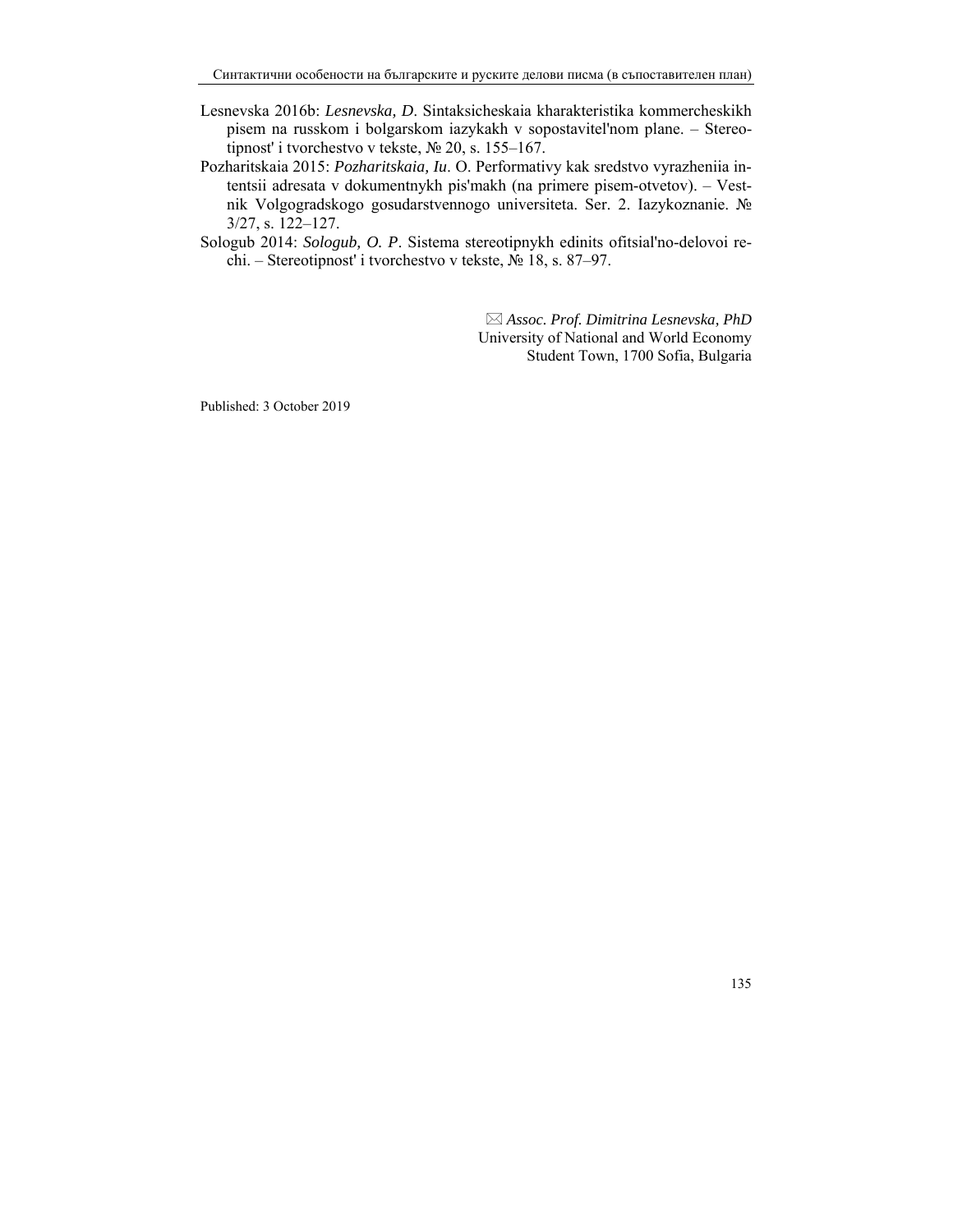Lesnevska 2016b: *Lesnevska, D.* Sintaksicheskaia kharakteristika kommercheskikh pisem na russkom i bolgarskom iazykakh v sopostavitel'nom plane. – Stereotipnost' i tvorchestvo v tekste, № 20, s. 155–167.

Pozharitskaia 2015: *Pozharitskaia, Iu.* O. Performativy kak sredstvo vyrazheniia intentsii adresata v dokumentnykh pis'makh (na primere pisem-otvetov). – Vestnik Volgogradskogo gosudarstvennogo universiteta. Ser. 2. Iazykoznanie. № 3/27, s. 122–127.

Sologub 2014: *Sologub, O. P.* Sistema stereotipnykh edinits ofitsial'no-delovoi rechi. – Stereotipnost' i tvorchestvo v tekste, № 18, s. 87–97.

✉ *Assoc. Prof. Dimitrina Lesnevska, PhD*
University of National and World Economy
Student Town, 1700 Sofia, Bulgaria

Published: 3 October 2019